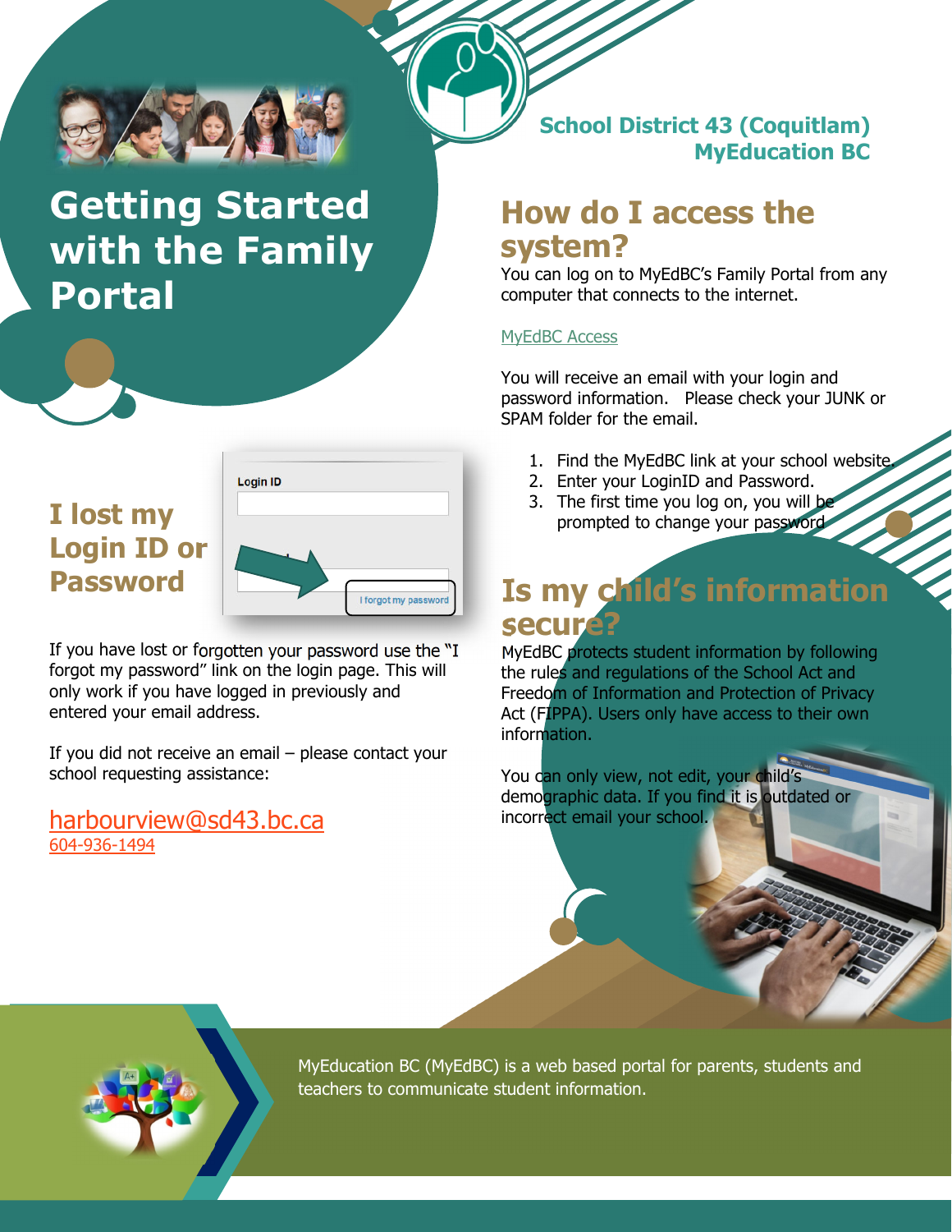School District 43 (Coquitlam)
MyEducation BC

# Getting Started with the Family Portal

## How do I access the system?

You can log on to MyEdBC's Family Portal from any computer that connects to the internet.

MyEdBC Access

You will receive an email with your login and password information. Please check your JUNK or SPAM folder for the email.

1. Find the MyEdBC link at your school website.
2. Enter your LoginID and Password.
3. The first time you log on, you will be prompted to change your password.

## I lost my Login ID or Password

If you have lost or forgotten your password use the "I forgot my password" link on the login page. This will only work if you have logged in previously and entered your email address.

If you did not receive an email – please contact your school requesting assistance:

harbourview@sd43.bc.ca
604-936-1494

## Is my child's information secure?

MyEdBC protects student information by following the rules and regulations of the School Act and Freedom of Information and Protection of Privacy Act (FIPPA). Users only have access to their own information.

You can only view, not edit, your child's demographic data. If you find it is outdated or incorrect email your school.

MyEducation BC (MyEdBC) is a web based portal for parents, students and teachers to communicate student information.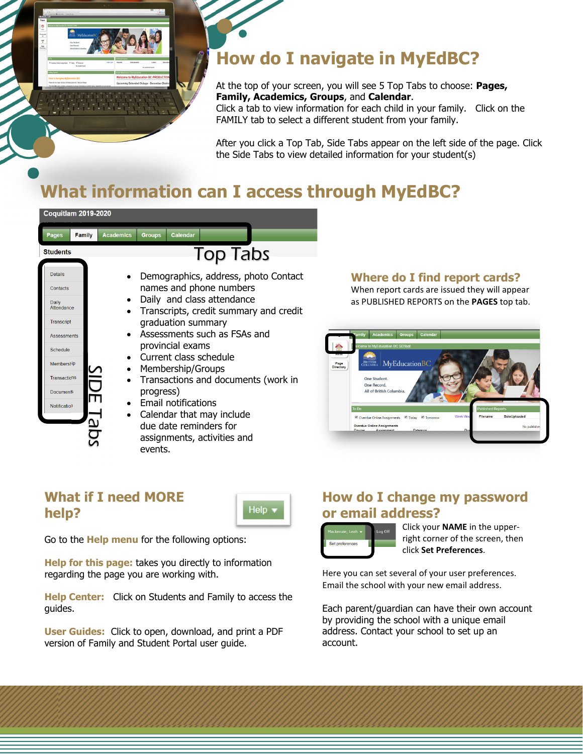# How do I navigate in MyEdBC?

At the top of your screen, you will see 5 Top Tabs to choose: **Pages, Family, Academics, Groups**, and **Calendar**.
Click a tab to view information for each child in your family. Click on the FAMILY tab to select a different student from your family.

After you click a Top Tab, Side Tabs appear on the left side of the page. Click the Side Tabs to view detailed information for your student(s)

# What information can I access through MyEdBC?

Top Tabs

SIDE Tabs

- Demographics, address, photo Contact names and phone numbers
- Daily and class attendance
- Transcripts, credit summary and credit graduation summary
- Assessments such as FSAs and provincial exams
- Current class schedule
- Membership/Groups
- Transactions and documents (work in progress)
- Email notifications
- Calendar that may include due date reminders for assignments, activities and events.

## Where do I find report cards?

When report cards are issued they will appear as PUBLISHED REPORTS on the **PAGES** top tab.

## What if I need MORE help?

Go to the **Help menu** for the following options:

**Help for this page:** takes you directly to information regarding the page you are working with.

**Help Center:** Click on Students and Family to access the guides.

**User Guides:** Click to open, download, and print a PDF version of Family and Student Portal user guide.

## How do I change my password or email address?

Click your **NAME** in the upper-right corner of the screen, then click **Set Preferences**.

Here you can set several of your user preferences. Email the school with your new email address.

Each parent/guardian can have their own account by providing the school with a unique email address. Contact your school to set up an account.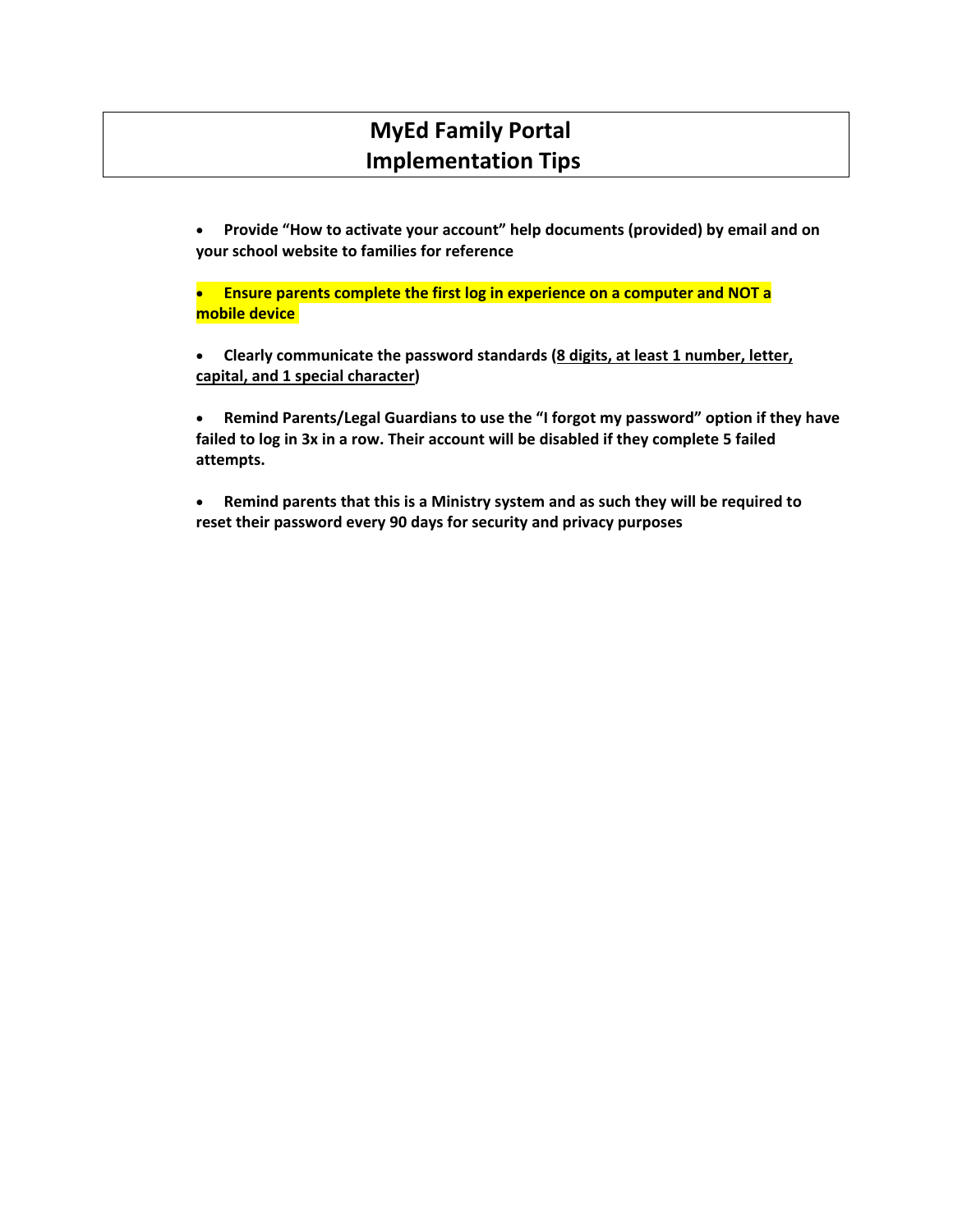# MyEd Family Portal
# Implementation Tips

- **Provide "How to activate your account" help documents (provided) by email and on your school website to families for reference**

- **Ensure parents complete the first log in experience on a computer and NOT a mobile device**

- **Clearly communicate the password standards (8 digits, at least 1 number, letter, capital, and 1 special character)**

- **Remind Parents/Legal Guardians to use the "I forgot my password" option if they have failed to log in 3x in a row. Their account will be disabled if they complete 5 failed attempts.**

- **Remind parents that this is a Ministry system and as such they will be required to reset their password every 90 days for security and privacy purposes**